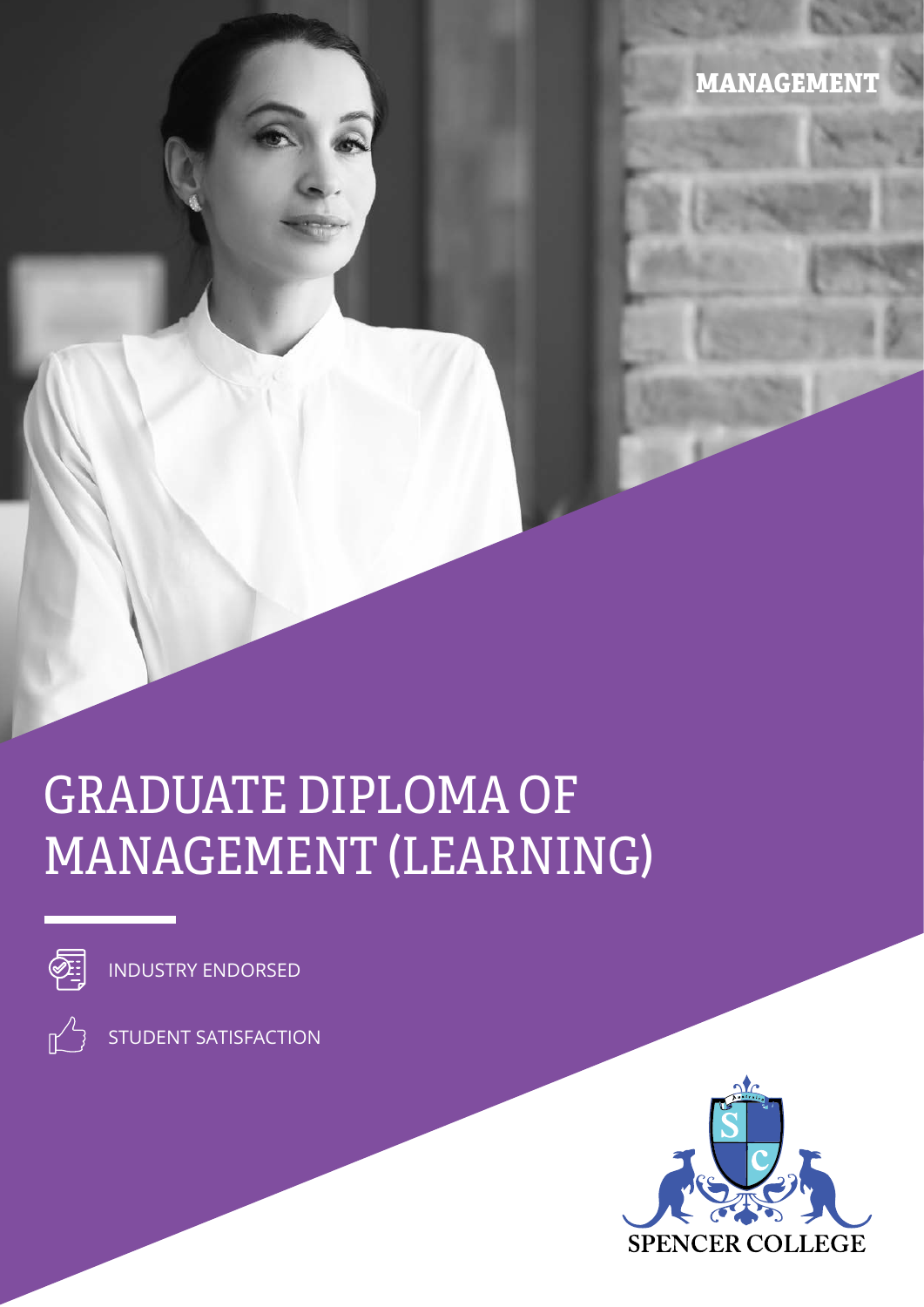MANAGEMENT

# GRADUATE DIPLOMA OF MANAGEMENT (LEARNING)

INDUSTRY ENDORSED

STUDENT SATISFACTION

SPENCER COLLEGE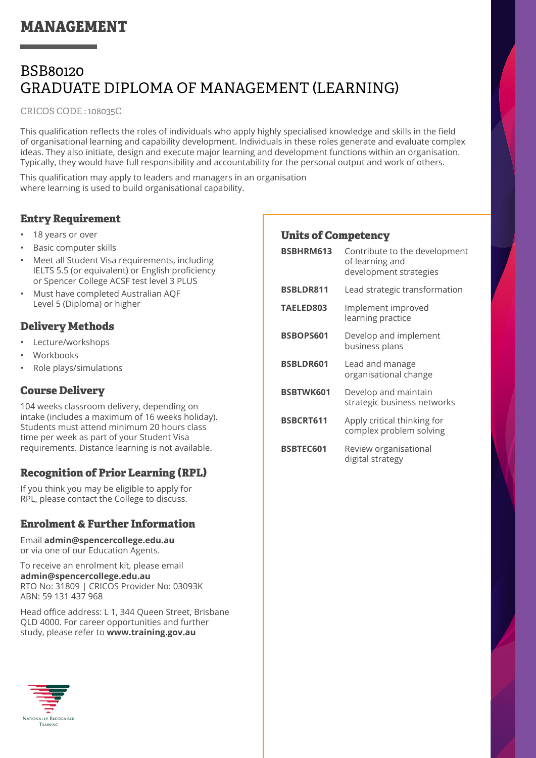# MANAGEMENT

## BSB80120
## GRADUATE DIPLOMA OF MANAGEMENT (LEARNING)

CRICOS CODE : 108035C

This qualification reflects the roles of individuals who apply highly specialised knowledge and skills in the field of organisational learning and capability development. Individuals in these roles generate and evaluate complex ideas. They also initiate, design and execute major learning and development functions within an organisation. Typically, they would have full responsibility and accountability for the personal output and work of others.

This qualification may apply to leaders and managers in an organisation where learning is used to build organisational capability.

### Entry Requirement

- 18 years or over
- Basic computer skills
- Meet all Student Visa requirements, including IELTS 5.5 (or equivalent) or English proficiency or Spencer College ACSF test level 3 PLUS
- Must have completed Australian AQF Level 5 (Diploma) or higher

### Delivery Methods

- Lecture/workshops
- Workbooks
- Role plays/simulations

### Course Delivery

104 weeks classroom delivery, depending on intake (includes a maximum of 16 weeks holiday). Students must attend minimum 20 hours class time per week as part of your Student Visa requirements. Distance learning is not available.

### Recognition of Prior Learning (RPL)

If you think you may be eligible to apply for RPL, please contact the College to discuss.

### Enrolment & Further Information

Email **admin@spencercollege.edu.au** or via one of our Education Agents.

To receive an enrolment kit, please email **admin@spencercollege.edu.au**
RTO No: 31809 | CRICOS Provider No: 03093K
ABN: 59 131 437 968

Head office address: L 1, 344 Queen Street, Brisbane QLD 4000. For career opportunities and further study, please refer to **www.training.gov.au**

### Units of Competency

| | |
|---|---|
| **BSBHRM613** | Contribute to the development of learning and development strategies |
| **BSBLDR811** | Lead strategic transformation |
| **TAELED803** | Implement improved learning practice |
| **BSBOPS601** | Develop and implement business plans |
| **BSBLDR601** | Lead and manage organisational change |
| **BSBTWK601** | Develop and maintain strategic business networks |
| **BSBCRT611** | Apply critical thinking for complex problem solving |
| **BSBTEC601** | Review organisational digital strategy |

NATIONALLY RECOGNISED TRAINING